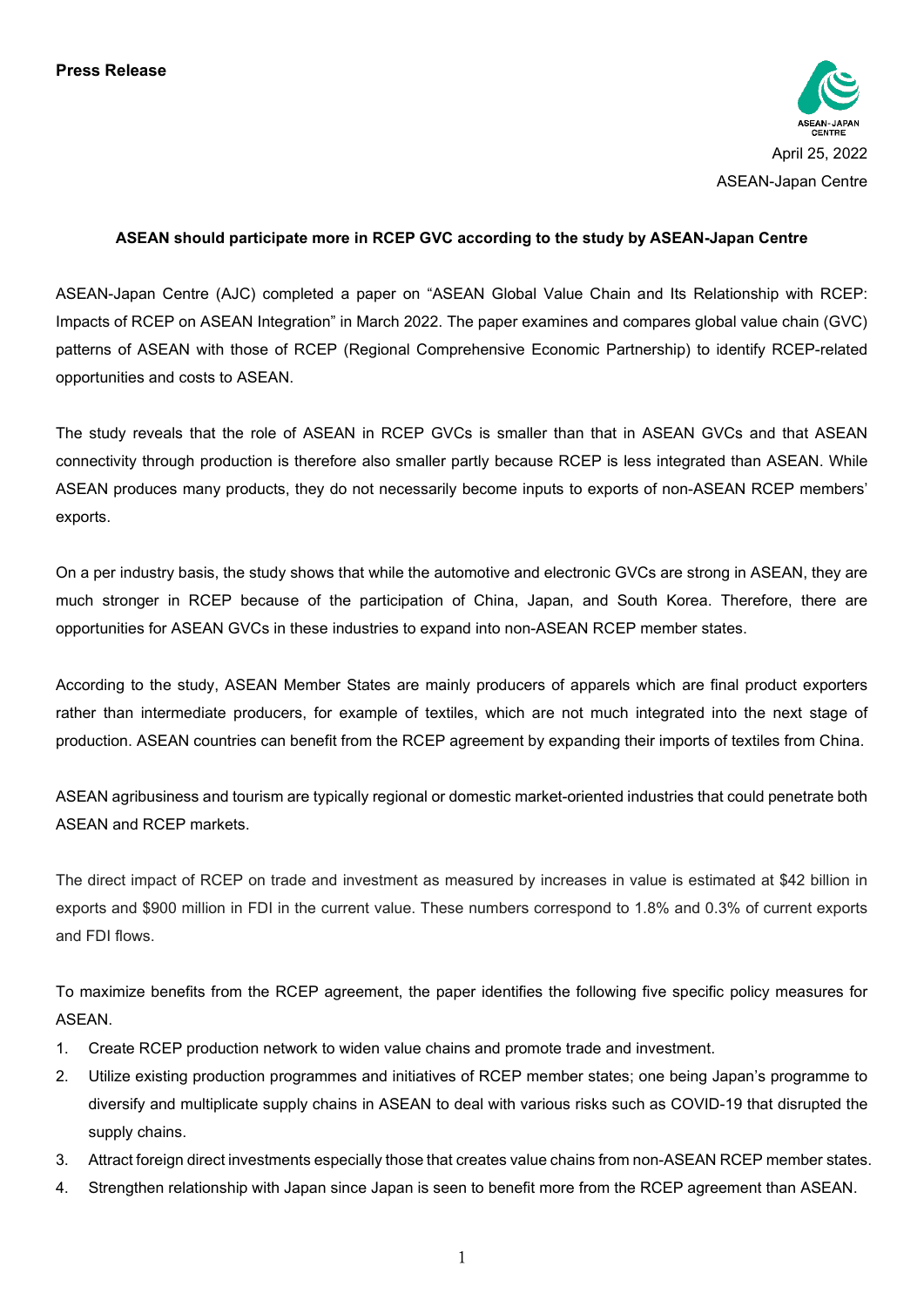**Press Release**

April 25, 2022

ASEAN-Japan Centre

**ASEAN should participate more in RCEP GVC according to the study by ASEAN-Japan Centre**

ASEAN-Japan Centre (AJC) completed a paper on "ASEAN Global Value Chain and Its Relationship with RCEP: Impacts of RCEP on ASEAN Integration" in March 2022. The paper examines and compares global value chain (GVC) patterns of ASEAN with those of RCEP (Regional Comprehensive Economic Partnership) to identify RCEP-related opportunities and costs to ASEAN.

The study reveals that the role of ASEAN in RCEP GVCs is smaller than that in ASEAN GVCs and that ASEAN connectivity through production is therefore also smaller partly because RCEP is less integrated than ASEAN. While ASEAN produces many products, they do not necessarily become inputs to exports of non-ASEAN RCEP members' exports.

On a per industry basis, the study shows that while the automotive and electronic GVCs are strong in ASEAN, they are much stronger in RCEP because of the participation of China, Japan, and South Korea. Therefore, there are opportunities for ASEAN GVCs in these industries to expand into non-ASEAN RCEP member states.

According to the study, ASEAN Member States are mainly producers of apparels which are final product exporters rather than intermediate producers, for example of textiles, which are not much integrated into the next stage of production. ASEAN countries can benefit from the RCEP agreement by expanding their imports of textiles from China.

ASEAN agribusiness and tourism are typically regional or domestic market-oriented industries that could penetrate both ASEAN and RCEP markets.

The direct impact of RCEP on trade and investment as measured by increases in value is estimated at $42 billion in exports and $900 million in FDI in the current value. These numbers correspond to 1.8% and 0.3% of current exports and FDI flows.

To maximize benefits from the RCEP agreement, the paper identifies the following five specific policy measures for ASEAN.

1. Create RCEP production network to widen value chains and promote trade and investment.
2. Utilize existing production programmes and initiatives of RCEP member states; one being Japan's programme to diversify and multiplicate supply chains in ASEAN to deal with various risks such as COVID-19 that disrupted the supply chains.
3. Attract foreign direct investments especially those that creates value chains from non-ASEAN RCEP member states.
4. Strengthen relationship with Japan since Japan is seen to benefit more from the RCEP agreement than ASEAN.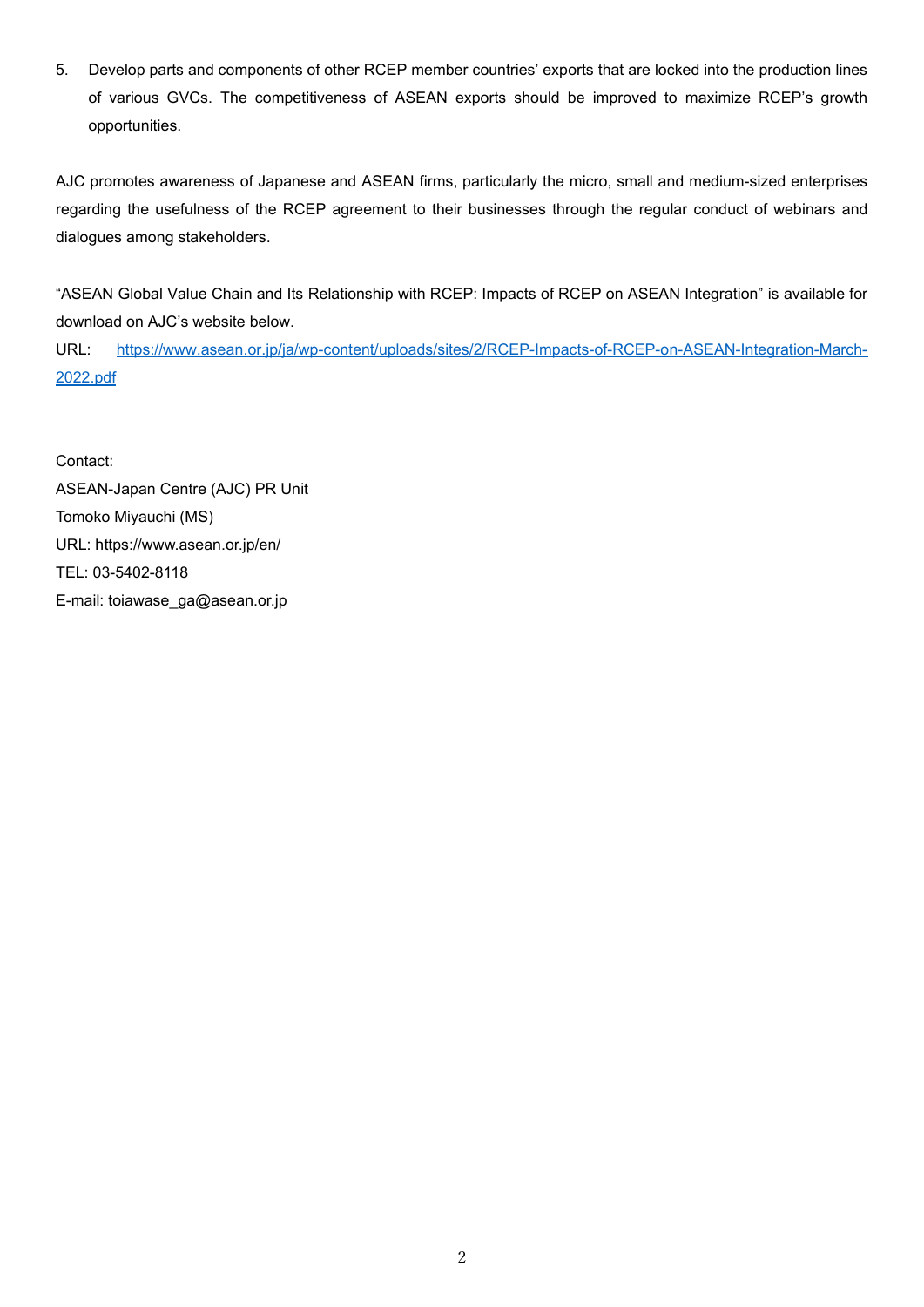5. Develop parts and components of other RCEP member countries' exports that are locked into the production lines of various GVCs. The competitiveness of ASEAN exports should be improved to maximize RCEP's growth opportunities.

AJC promotes awareness of Japanese and ASEAN firms, particularly the micro, small and medium-sized enterprises regarding the usefulness of the RCEP agreement to their businesses through the regular conduct of webinars and dialogues among stakeholders.

"ASEAN Global Value Chain and Its Relationship with RCEP: Impacts of RCEP on ASEAN Integration" is available for download on AJC's website below.

URL: https://www.asean.or.jp/ja/wp-content/uploads/sites/2/RCEP-Impacts-of-RCEP-on-ASEAN-Integration-March-2022.pdf

Contact:
ASEAN-Japan Centre (AJC) PR Unit
Tomoko Miyauchi (MS)
URL: https://www.asean.or.jp/en/
TEL: 03-5402-8118
E-mail: toiawase_ga@asean.or.jp